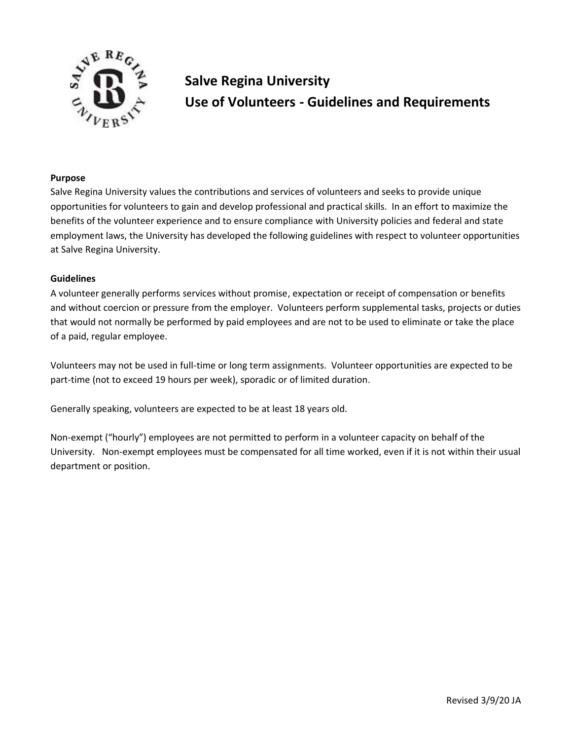# Salve Regina University
## Use of Volunteers - Guidelines and Requirements

**Purpose**

Salve Regina University values the contributions and services of volunteers and seeks to provide unique opportunities for volunteers to gain and develop professional and practical skills. In an effort to maximize the benefits of the volunteer experience and to ensure compliance with University policies and federal and state employment laws, the University has developed the following guidelines with respect to volunteer opportunities at Salve Regina University.

**Guidelines**

A volunteer generally performs services without promise, expectation or receipt of compensation or benefits and without coercion or pressure from the employer. Volunteers perform supplemental tasks, projects or duties that would not normally be performed by paid employees and are not to be used to eliminate or take the place of a paid, regular employee.

Volunteers may not be used in full-time or long term assignments. Volunteer opportunities are expected to be part-time (not to exceed 19 hours per week), sporadic or of limited duration.

Generally speaking, volunteers are expected to be at least 18 years old.

Non-exempt ("hourly") employees are not permitted to perform in a volunteer capacity on behalf of the University. Non-exempt employees must be compensated for all time worked, even if it is not within their usual department or position.

Revised 3/9/20 JA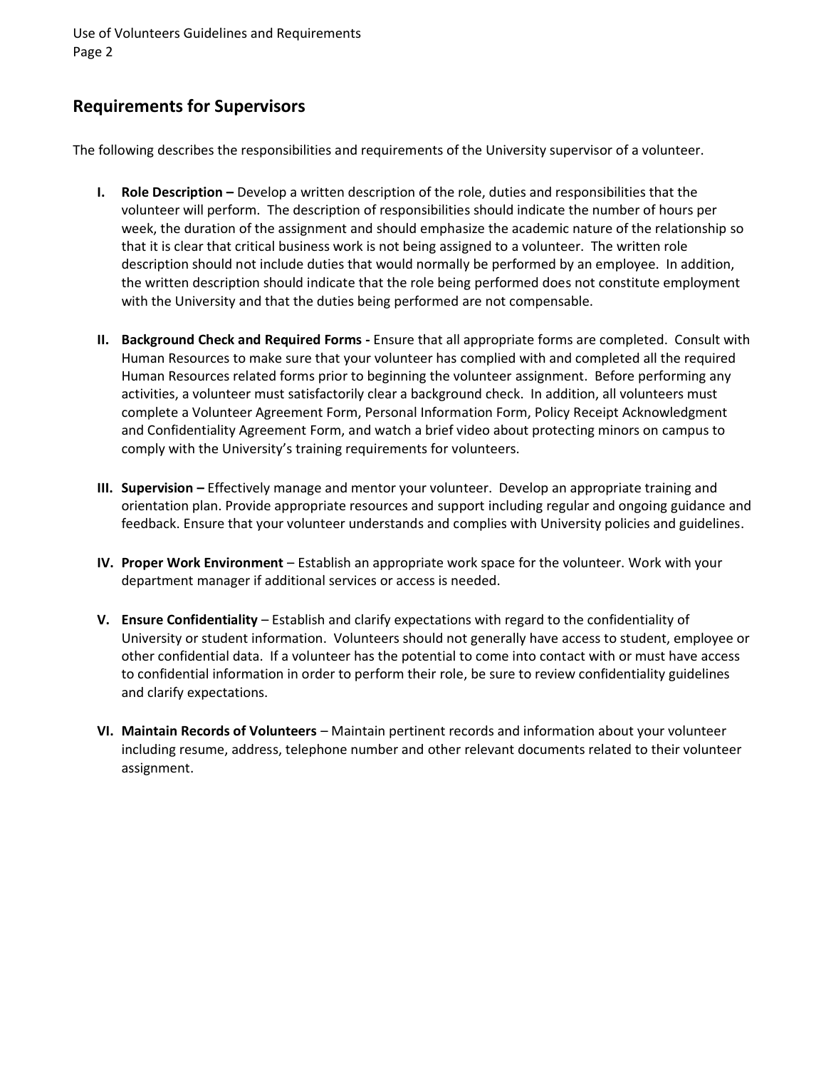## Requirements for Supervisors

The following describes the responsibilities and requirements of the University supervisor of a volunteer.

I. **Role Description –** Develop a written description of the role, duties and responsibilities that the volunteer will perform. The description of responsibilities should indicate the number of hours per week, the duration of the assignment and should emphasize the academic nature of the relationship so that it is clear that critical business work is not being assigned to a volunteer. The written role description should not include duties that would normally be performed by an employee. In addition, the written description should indicate that the role being performed does not constitute employment with the University and that the duties being performed are not compensable.

II. **Background Check and Required Forms -** Ensure that all appropriate forms are completed. Consult with Human Resources to make sure that your volunteer has complied with and completed all the required Human Resources related forms prior to beginning the volunteer assignment. Before performing any activities, a volunteer must satisfactorily clear a background check. In addition, all volunteers must complete a Volunteer Agreement Form, Personal Information Form, Policy Receipt Acknowledgment and Confidentiality Agreement Form, and watch a brief video about protecting minors on campus to comply with the University's training requirements for volunteers.

III. **Supervision –** Effectively manage and mentor your volunteer. Develop an appropriate training and orientation plan. Provide appropriate resources and support including regular and ongoing guidance and feedback. Ensure that your volunteer understands and complies with University policies and guidelines.

IV. **Proper Work Environment** – Establish an appropriate work space for the volunteer. Work with your department manager if additional services or access is needed.

V. **Ensure Confidentiality** – Establish and clarify expectations with regard to the confidentiality of University or student information. Volunteers should not generally have access to student, employee or other confidential data. If a volunteer has the potential to come into contact with or must have access to confidential information in order to perform their role, be sure to review confidentiality guidelines and clarify expectations.

VI. **Maintain Records of Volunteers** – Maintain pertinent records and information about your volunteer including resume, address, telephone number and other relevant documents related to their volunteer assignment.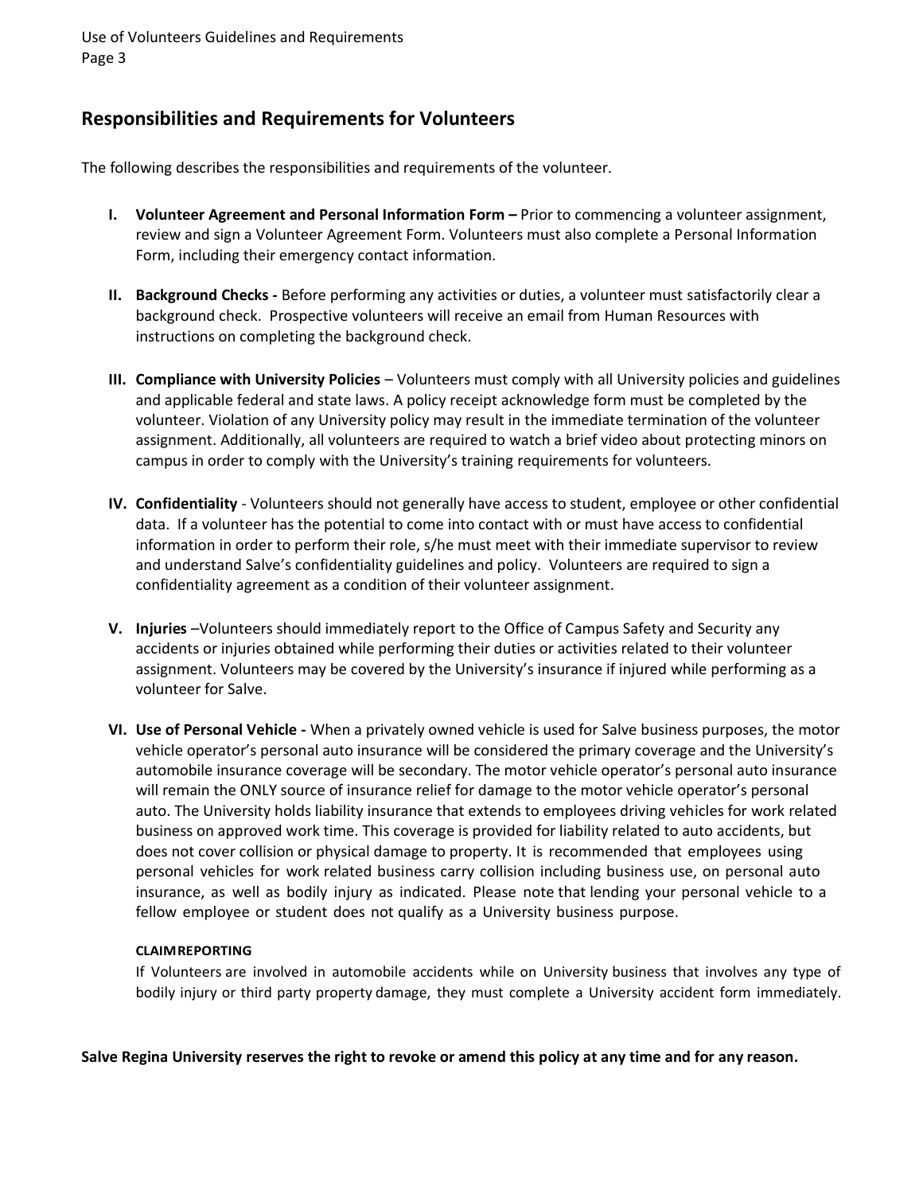## Responsibilities and Requirements for Volunteers

The following describes the responsibilities and requirements of the volunteer.

I. **Volunteer Agreement and Personal Information Form –** Prior to commencing a volunteer assignment, review and sign a Volunteer Agreement Form. Volunteers must also complete a Personal Information Form, including their emergency contact information.

II. **Background Checks -** Before performing any activities or duties, a volunteer must satisfactorily clear a background check. Prospective volunteers will receive an email from Human Resources with instructions on completing the background check.

III. **Compliance with University Policies** – Volunteers must comply with all University policies and guidelines and applicable federal and state laws. A policy receipt acknowledge form must be completed by the volunteer. Violation of any University policy may result in the immediate termination of the volunteer assignment. Additionally, all volunteers are required to watch a brief video about protecting minors on campus in order to comply with the University's training requirements for volunteers.

IV. **Confidentiality** - Volunteers should not generally have access to student, employee or other confidential data. If a volunteer has the potential to come into contact with or must have access to confidential information in order to perform their role, s/he must meet with their immediate supervisor to review and understand Salve's confidentiality guidelines and policy. Volunteers are required to sign a confidentiality agreement as a condition of their volunteer assignment.

V. **Injuries** –Volunteers should immediately report to the Office of Campus Safety and Security any accidents or injuries obtained while performing their duties or activities related to their volunteer assignment. Volunteers may be covered by the University's insurance if injured while performing as a volunteer for Salve.

VI. **Use of Personal Vehicle -** When a privately owned vehicle is used for Salve business purposes, the motor vehicle operator's personal auto insurance will be considered the primary coverage and the University's automobile insurance coverage will be secondary. The motor vehicle operator's personal auto insurance will remain the ONLY source of insurance relief for damage to the motor vehicle operator's personal auto. The University holds liability insurance that extends to employees driving vehicles for work related business on approved work time. This coverage is provided for liability related to auto accidents, but does not cover collision or physical damage to property. It is recommended that employees using personal vehicles for work related business carry collision including business use, on personal auto insurance, as well as bodily injury as indicated. Please note that lending your personal vehicle to a fellow employee or student does not qualify as a University business purpose.

**CLAIM REPORTING**

If Volunteers are involved in automobile accidents while on University business that involves any type of bodily injury or third party property damage, they must complete a University accident form immediately.

**Salve Regina University reserves the right to revoke or amend this policy at any time and for any reason.**